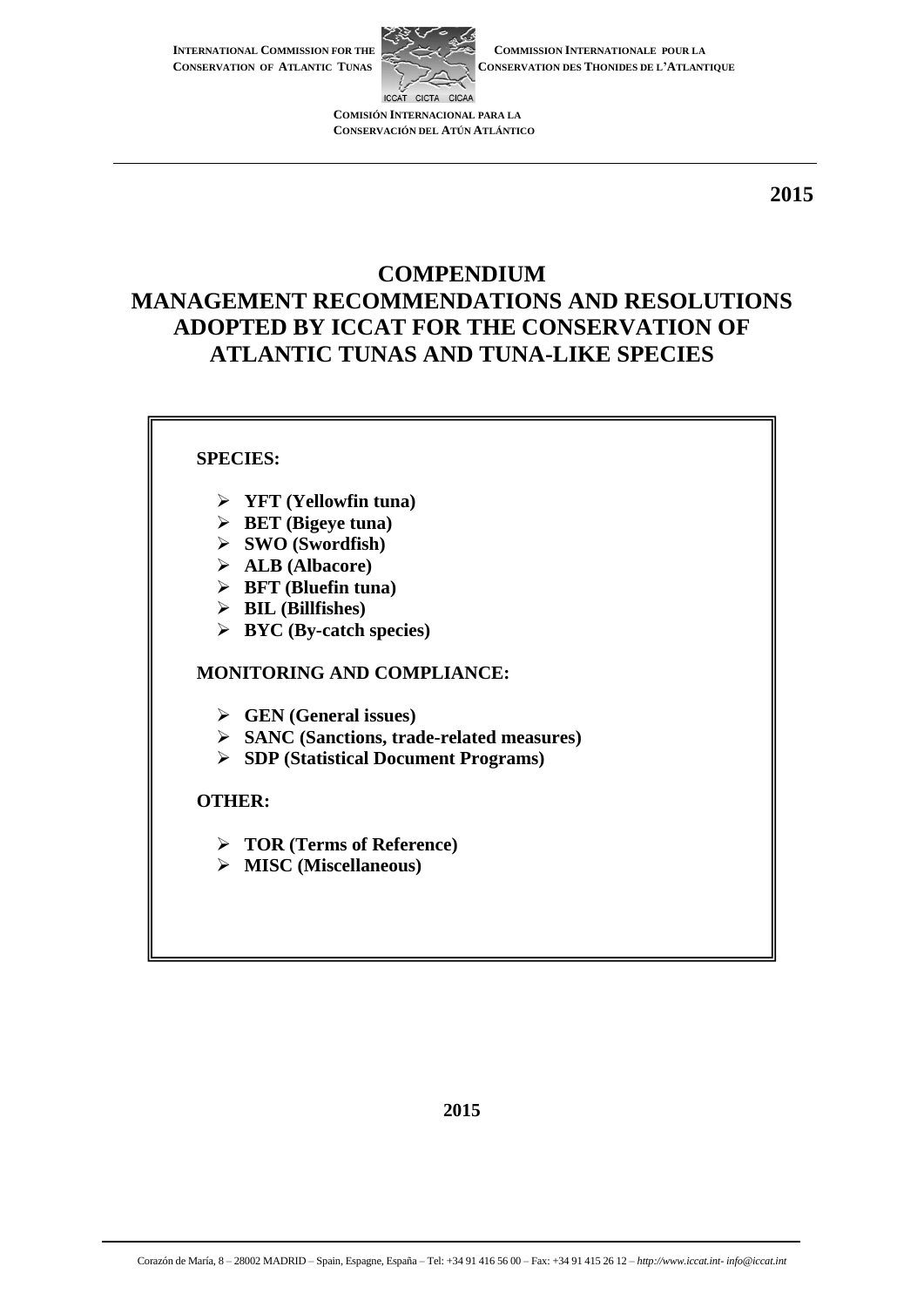**INTERNATIONAL COMMISSION FOR THE CONSERVATION OF ATLANTIC TUNAS**

**COMMISSION INTERNATIONALE POUR LA CONSERVATION DES THONIDES DE L'ATLANTIQUE**

**COMISIÓN INTERNACIONAL PARA LA CONSERVACIÓN DEL ATÚN ATLÁNTICO**

**2015**

# COMPENDIUM
# MANAGEMENT RECOMMENDATIONS AND RESOLUTIONS ADOPTED BY ICCAT FOR THE CONSERVATION OF ATLANTIC TUNAS AND TUNA-LIKE SPECIES

**SPECIES:**

- **YFT (Yellowfin tuna)**
- **BET (Bigeye tuna)**
- **SWO (Swordfish)**
- **ALB (Albacore)**
- **BFT (Bluefin tuna)**
- **BIL (Billfishes)**
- **BYC (By-catch species)**

**MONITORING AND COMPLIANCE:**

- **GEN (General issues)**
- **SANC (Sanctions, trade-related measures)**
- **SDP (Statistical Document Programs)**

**OTHER:**

- **TOR (Terms of Reference)**
- **MISC (Miscellaneous)**

**2015**

Corazón de María, 8 – 28002 MADRID – Spain, Espagne, España – Tel: +34 91 416 56 00 – Fax: +34 91 415 26 12 – *http://www.iccat.int- info@iccat.int*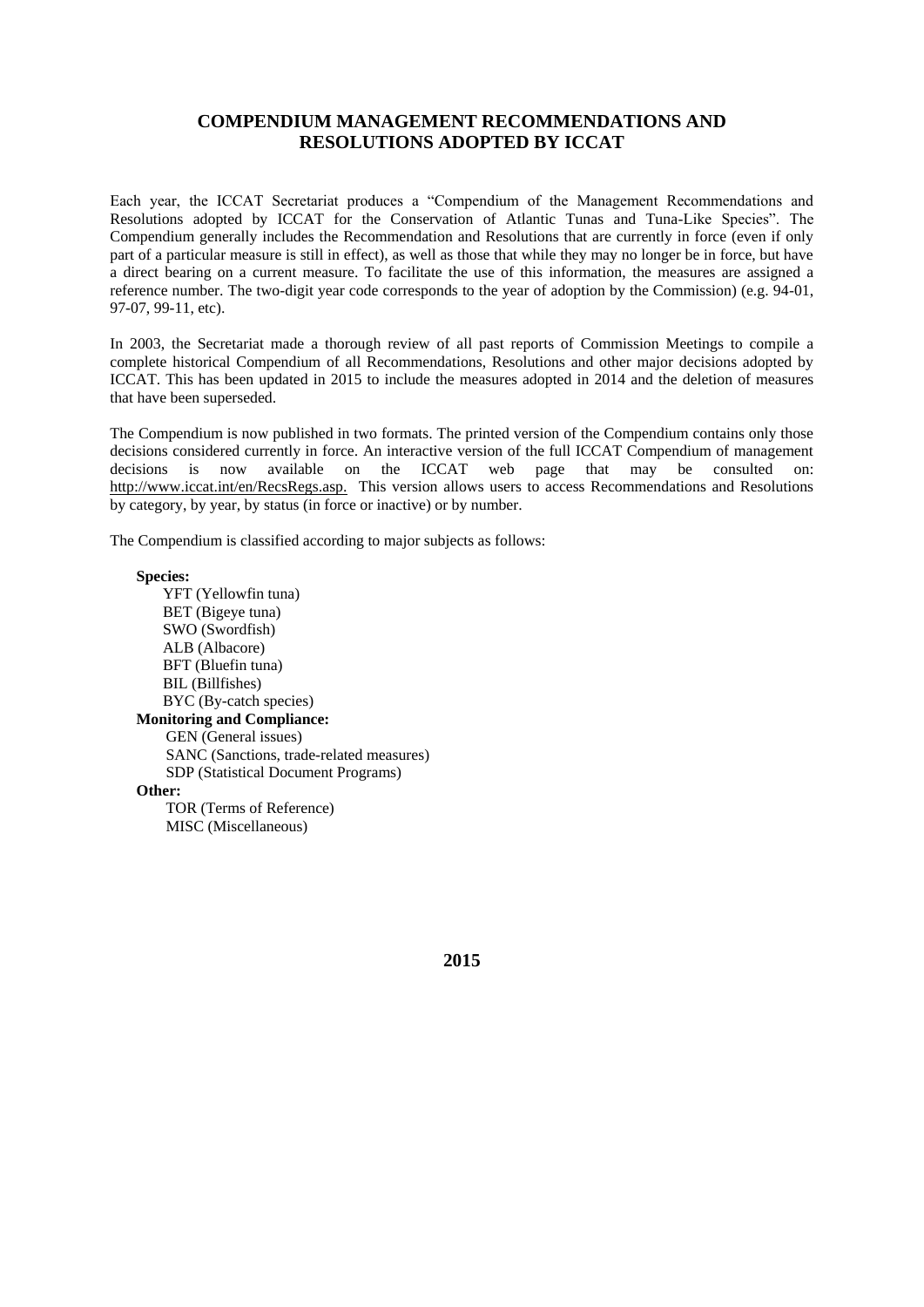# COMPENDIUM MANAGEMENT RECOMMENDATIONS AND RESOLUTIONS ADOPTED BY ICCAT

Each year, the ICCAT Secretariat produces a "Compendium of the Management Recommendations and Resolutions adopted by ICCAT for the Conservation of Atlantic Tunas and Tuna-Like Species". The Compendium generally includes the Recommendation and Resolutions that are currently in force (even if only part of a particular measure is still in effect), as well as those that while they may no longer be in force, but have a direct bearing on a current measure. To facilitate the use of this information, the measures are assigned a reference number. The two-digit year code corresponds to the year of adoption by the Commission) (e.g. 94-01, 97-07, 99-11, etc).

In 2003, the Secretariat made a thorough review of all past reports of Commission Meetings to compile a complete historical Compendium of all Recommendations, Resolutions and other major decisions adopted by ICCAT. This has been updated in 2015 to include the measures adopted in 2014 and the deletion of measures that have been superseded.

The Compendium is now published in two formats. The printed version of the Compendium contains only those decisions considered currently in force. An interactive version of the full ICCAT Compendium of management decisions is now available on the ICCAT web page that may be consulted on: http://www.iccat.int/en/RecsRegs.asp. This version allows users to access Recommendations and Resolutions by category, by year, by status (in force or inactive) or by number.

The Compendium is classified according to major subjects as follows:

**Species:**
- YFT (Yellowfin tuna)
- BET (Bigeye tuna)
- SWO (Swordfish)
- ALB (Albacore)
- BFT (Bluefin tuna)
- BIL (Billfishes)
- BYC (By-catch species)

**Monitoring and Compliance:**
- GEN (General issues)
- SANC (Sanctions, trade-related measures)
- SDP (Statistical Document Programs)

**Other:**
- TOR (Terms of Reference)
- MISC (Miscellaneous)

**2015**